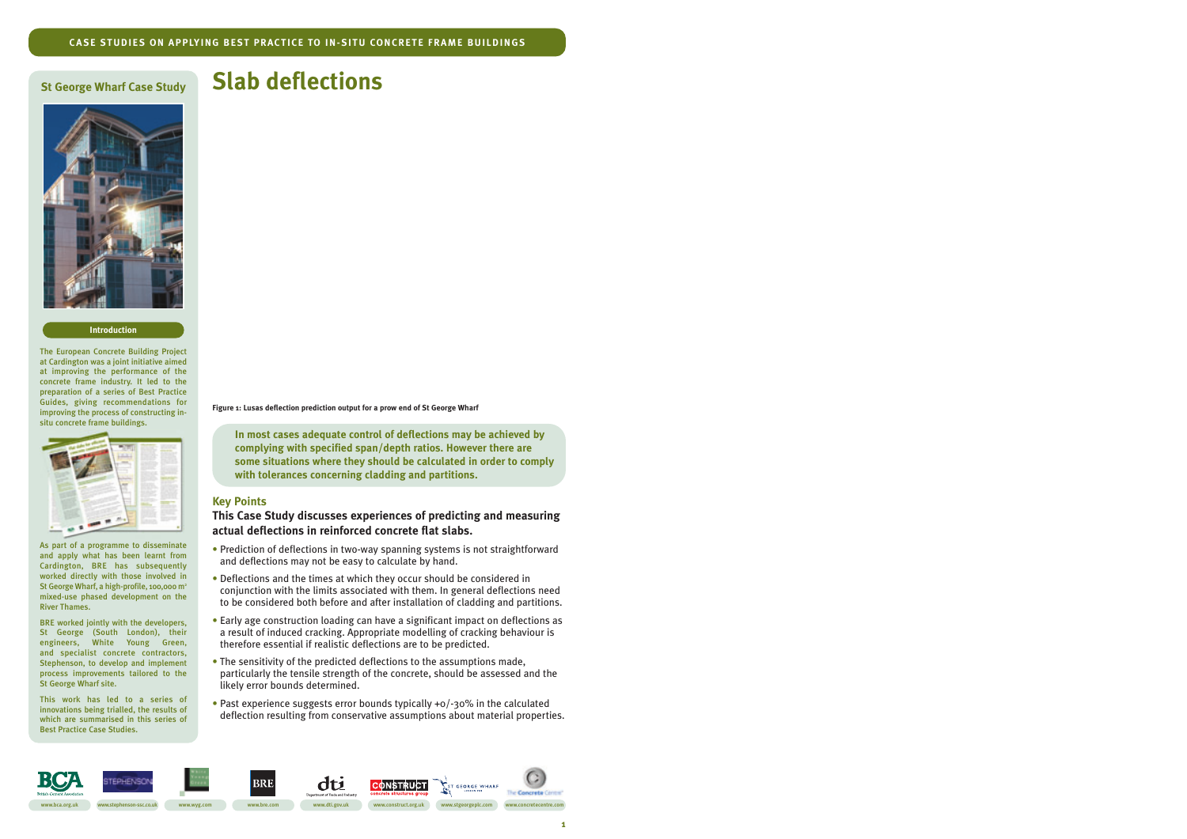# Slab deflections

## St George Wharf Case Study

### Introduction

The European Concrete Building Project at Cardington was a joint initiative aimed at improving the performance of the concrete frame industry. It led to the preparation of a series of Best Practice Guides, giving recommendations for improving the process of constructing in-situ concrete frame buildings.

As part of a programme to disseminate and apply what has been learnt from Cardington, BRE has subsequently worked directly with those involved in St George Wharf, a high-profile, 100,000 m$^2$ mixed-use phased development on the River Thames.

BRE worked jointly with the developers, St George (South London), their engineers, White Young Green, and specialist concrete contractors, Stephenson, to develop and implement process improvements tailored to the St George Wharf site.

This work has led to a series of innovations being trialled, the results of which are summarised in this series of Best Practice Case Studies.

**Figure 1: Lusas deflection prediction output for a prow end of St George Wharf**

**In most cases adequate control of deflections may be achieved by complying with specified span/depth ratios. However there are some situations where they should be calculated in order to comply with tolerances concerning cladding and partitions.**

### Key Points

**This Case Study discusses experiences of predicting and measuring actual deflections in reinforced concrete flat slabs.**

- Prediction of deflections in two-way spanning systems is not straightforward and deflections may not be easy to calculate by hand.
- Deflections and the times at which they occur should be considered in conjunction with the limits associated with them. In general deflections need to be considered both before and after installation of cladding and partitions.
- Early age construction loading can have a significant impact on deflections as a result of induced cracking. Appropriate modelling of cracking behaviour is therefore essential if realistic deflections are to be predicted.
- The sensitivity of the predicted deflections to the assumptions made, particularly the tensile strength of the concrete, should be assessed and the likely error bounds determined.
- Past experience suggests error bounds typically +0/-30% in the calculated deflection resulting from conservative assumptions about material properties.

www.bca.org.uk | www.stephenson-ssc.co.uk | www.wyg.com | www.bre.com | www.dti.gov.uk | www.construct.org.uk | www.stgeorgeplc.com | www.concretecentre.com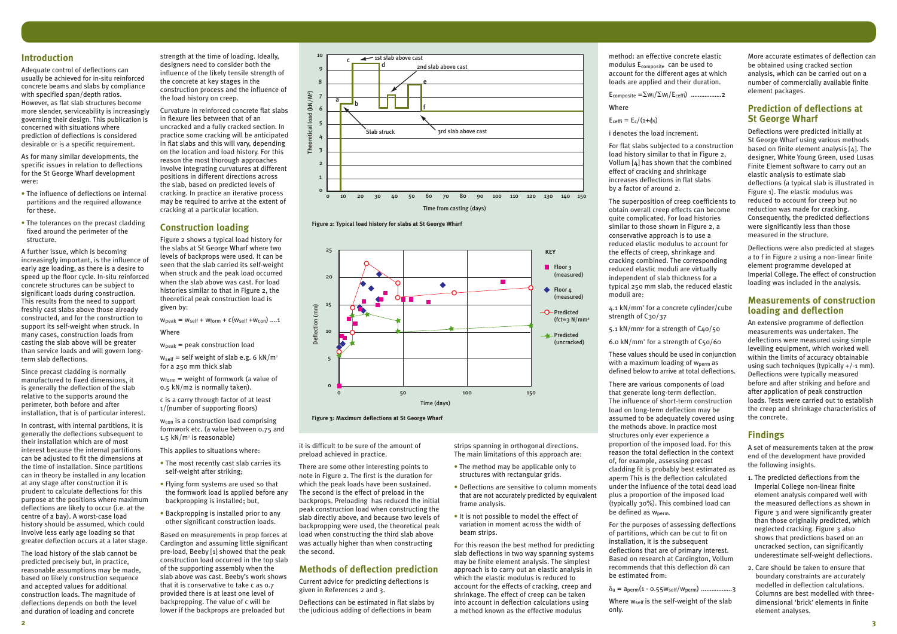## Introduction

Adequate control of deflections can usually be achieved for in-situ reinforced concrete beams and slabs by compliance with specified span/depth ratios. However, as flat slab structures become more slender, serviceability is increasingly governing their design. This publication is concerned with situations where prediction of deflections is considered desirable or is a specific requirement.

As for many similar developments, the specific issues in relation to deflections for the St George Wharf development were:

- The influence of deflections on internal partitions and the required allowance for these.
- The tolerances on the precast cladding fixed around the perimeter of the structure.

A further issue, which is becoming increasingly important, is the influence of early age loading, as there is a desire to speed up the floor cycle. In-situ reinforced concrete structures can be subject to significant loads during construction. This results from the need to support freshly cast slabs above those already constructed, and for the construction to support its self-weight when struck. In many cases, construction loads from casting the slab above will be greater than service loads and will govern long-term slab deflections.

Since precast cladding is normally manufactured to fixed dimensions, it is generally the deflection of the slab relative to the supports around the perimeter, both before and after installation, that is of particular interest.

In contrast, with internal partitions, it is generally the deflections subsequent to their installation which are of most interest because the internal partitions can be adjusted to fit the dimensions at the time of installation. Since partitions can in theory be installed in any location at any stage after construction it is prudent to calculate deflections for this purpose at the positions where maximum deflections are likely to occur (i.e. at the centre of a bay). A worst-case load history should be assumed, which could involve less early age loading so that greater deflection occurs at a later stage.

The load history of the slab cannot be predicted precisely but, in practice, reasonable assumptions may be made, based on likely construction sequence and accepted values for additional construction loads. The magnitude of deflections depends on both the level and duration of loading and concrete strength at the time of loading. Ideally, designers need to consider both the influence of the likely tensile strength of the concrete at key stages in the construction process and the influence of the load history on creep.

Curvature in reinforced concrete flat slabs in flexure lies between that of an uncracked and a fully cracked section. In practice some cracking will be anticipated in flat slabs and this will vary, depending on the location and load history. For this reason the most thorough approaches involve integrating curvatures at different positions in different directions across the slab, based on predicted levels of cracking. In practice an iterative process may be required to arrive at the extent of cracking at a particular location.

## Construction loading

Figure 2 shows a typical load history for the slabs at St George Wharf where two levels of backprops were used. It can be seen that the slab carried its self-weight when struck and the peak load occurred when the slab above was cast. For load histories similar to that in Figure 2, the theoretical peak construction load is given by:

$$w_{peak} = w_{self} + w_{form} + c(w_{self} + w_{con}) \quad ....1$$

Where

$w_{peak}$ = peak construction load

$w_{self}$ = self weight of slab e.g. 6 kN/m² for a 250 mm thick slab

$w_{form}$ = weight of formwork (a value of 0.5 kN/m2 is normally taken).

c is a carry through factor of at least 1/(number of supporting floors)

$w_{con}$ is a construction load comprising formwork etc. (a value between 0.75 and 1.5 kN/m² is reasonable)

This applies to situations where:

- The most recently cast slab carries its self-weight after striking;
- Flying form systems are used so that the formwork load is applied before any backpropping is installed; but,
- Backpropping is installed prior to any other significant construction loads.

Based on measurements in prop forces at Cardington and assuming little significant pre-load, Beeby [1] showed that the peak construction load occurred in the top slab of the supporting assembly when the slab above was cast. Beeby's work shows that it is conservative to take c as 0.7 provided there is at least one level of backpropping. The value of c will be lower if the backprops are preloaded but it is difficult to be sure of the amount of preload achieved in practice.

1st slab above cast
2nd slab above cast
Slab struck
3rd slab above cast
a b c d e f
Theoretical load (kN/M²)
0 1 2 3 4 5 6 7 8 9 10
Time from casting (days)
0 10 20 30 40 50 60 70 80 90 100 110 120 130 140 150

Figure 2: Typical load history for slabs at St George Wharf

KEY
Floor 3 (measured)
Floor 4 (measured)
Predicted (fct=3 N/mm²
Predicted (uncracked)
Deflection (mm)
0 5 10 15 20 25
Time (days)
0 50 100 150

Figure 3: Maximum deflections at St George Wharf

There are some other interesting points to note in Figure 2. The first is the duration for which the peak loads have been sustained. The second is the effect of preload in the backprops. Preloading has reduced the initial peak construction load when constructing the slab directly above, and because two levels of backpropping were used, the theoretical peak load when constructing the third slab above was actually higher than when constructing the second.

## Methods of deflection prediction

Current advice for predicting deflections is given in References 2 and 3.

Deflections can be estimated in flat slabs by the judicious adding of deflections in beam strips spanning in orthogonal directions. The main limitations of this approach are:

- The method may be applicable only to structures with rectangular grids.
- Deflections are sensitive to column moments that are not accurately predicted by equivalent frame analysis.
- It is not possible to model the effect of variation in moment across the width of beam strips.

For this reason the best method for predicting slab deflections in two way spanning systems may be finite element analysis. The simplest approach is to carry out an elastic analysis in which the elastic modulus is reduced to account for the effects of cracking, creep and shrinkage. The effect of creep can be taken into account in deflection calculations using a method known as the effective modulus method: an effective concrete elastic modulus $E_{composite}$ can be used to account for the different ages at which loads are applied and their duration.

$$E_{composite} = \Sigma w_i / \Sigma w_i / E_{ceffi}) \quad .................2$$

Where

$E_{ceffi} = E_c/(1+\phi_i)$

i denotes the load increment.

For flat slabs subjected to a construction load history similar to that in Figure 2, Vollum [4] has shown that the combined effect of cracking and shrinkage increases deflections in flat slabs by a factor of around 2.

The superposition of creep coefficients to obtain overall creep effects can become quite complicated. For load histories similar to those shown in Figure 2, a conservative approach is to use a reduced elastic modulus to account for the effects of creep, shrinkage and cracking combined. The corresponding reduced elastic moduli are virtually independent of slab thickness for a typical 250 mm slab, the reduced elastic moduli are:

4.1 kN/mm² for a concrete cylinder/cube strength of C30/37

5.1 kN/mm² for a strength of C40/50

6.0 kN/mm² for a strength of C50/60

These values should be used in conjunction with a maximum loading of $w_{perm}$ as defined below to arrive at total deflections.

There are various components of load that generate long-term deflection. The influence of short-term construction load on long-term deflection may be assumed to be adequately covered using the methods above. In practice most structures only ever experience a proportion of the imposed load. For this reason the total deflection in the context of, for example, assessing precast cladding fit is probably best estimated as aperm This is the deflection calculated under the influence of the total dead load plus a proportion of the imposed load (typically 30%). This combined load can be defined as $w_{perm}$.

For the purposes of assessing deflections of partitions, which can be cut to fit on installation, it is the subsequent deflections that are of primary interest. Based on research at Cardington, Vollum recommends that this deflection δδ can be estimated from:

$$\delta_a = a_{perm}(1 - 0.55 w_{self}/w_{perm}) \quad .................3$$

Where $w_{self}$ is the self-weight of the slab only.

More accurate estimates of deflection can be obtained using cracked section analysis, which can be carried out on a number of commercially available finite element packages.

## Prediction of deflections at St George Wharf

Deflections were predicted initially at St George Wharf using various methods based on finite element analysis [4]. The designer, White Young Green, used Lusas Finite Element software to carry out an elastic analysis to estimate slab deflections (a typical slab is illustrated in Figure 1). The elastic modulus was reduced to account for creep but no reduction was made for cracking. Consequently, the predicted deflections were significantly less than those measured in the structure.

Deflections were also predicted at stages a to f in Figure 2 using a non-linear finite element programme developed at Imperial College. The effect of construction loading was included in the analysis.

## Measurements of construction loading and deflection

An extensive programme of deflection measurements was undertaken. The deflections were measured using simple levelling equipment, which worked well within the limits of accuracy obtainable using such techniques (typically +/-1 mm). Deflections were typically measured before and after striking and before and after application of peak construction loads. Tests were carried out to establish the creep and shrinkage characteristics of the concrete.

## Findings

A set of measurements taken at the prow end of the development have provided the following insights.

1. The predicted deflections from the Imperial College non-linear finite element analysis compared well with the measured deflections as shown in Figure 3 and were significantly greater than those originally predicted, which neglected cracking. Figure 3 also shows that predictions based on an uncracked section, can significantly underestimate self-weight deflections.
2. Care should be taken to ensure that boundary constraints are accurately modelled in deflection calculations. Columns are best modelled with three-dimensional 'brick' elements in finite element analyses.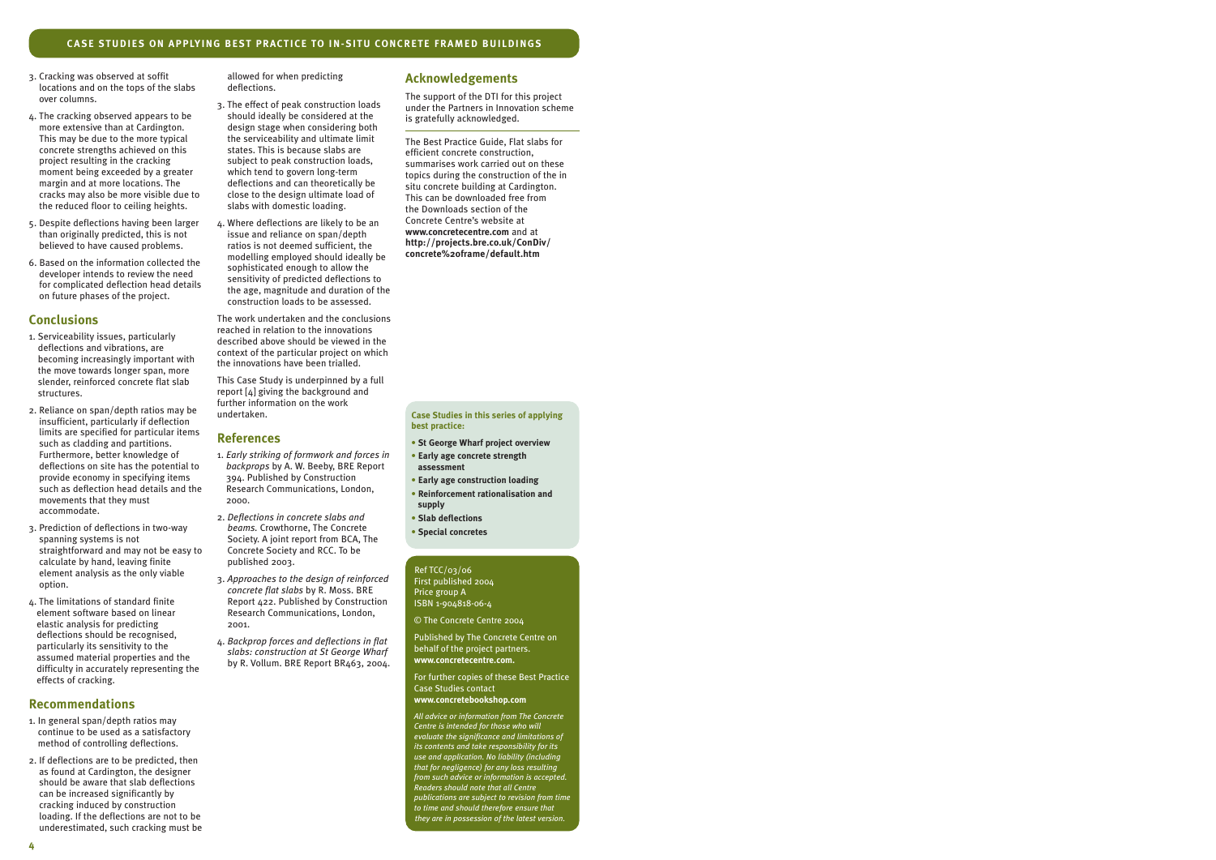3. Cracking was observed at soffit locations and on the tops of the slabs over columns.
4. The cracking observed appears to be more extensive than at Cardington. This may be due to the more typical concrete strengths achieved on this project resulting in the cracking moment being exceeded by a greater margin and at more locations. The cracks may also be more visible due to the reduced floor to ceiling heights.
5. Despite deflections having been larger than originally predicted, this is not believed to have caused problems.
6. Based on the information collected the developer intends to review the need for complicated deflection head details on future phases of the project.

## Conclusions

1. Serviceability issues, particularly deflections and vibrations, are becoming increasingly important with the move towards longer span, more slender, reinforced concrete flat slab structures.
2. Reliance on span/depth ratios may be insufficient, particularly if deflection limits are specified for particular items such as cladding and partitions. Furthermore, better knowledge of deflections on site has the potential to provide economy in specifying items such as deflection head details and the movements that they must accommodate.
3. Prediction of deflections in two-way spanning systems is not straightforward and may not be easy to calculate by hand, leaving finite element analysis as the only viable option.
4. The limitations of standard finite element software based on linear elastic analysis for predicting deflections should be recognised, particularly its sensitivity to the assumed material properties and the difficulty in accurately representing the effects of cracking.

## Recommendations

1. In general span/depth ratios may continue to be used as a satisfactory method of controlling deflections.
2. If deflections are to be predicted, then as found at Cardington, the designer should be aware that slab deflections can be increased significantly by cracking induced by construction loading. If the deflections are not to be underestimated, such cracking must be allowed for when predicting deflections.
3. The effect of peak construction loads should ideally be considered at the design stage when considering both the serviceability and ultimate limit states. This is because slabs are subject to peak construction loads, which tend to govern long-term deflections and can theoretically be close to the design ultimate load of slabs with domestic loading.
4. Where deflections are likely to be an issue and reliance on span/depth ratios is not deemed sufficient, the modelling employed should ideally be sophisticated enough to allow the sensitivity of predicted deflections to the age, magnitude and duration of the construction loads to be assessed.

The work undertaken and the conclusions reached in relation to the innovations described above should be viewed in the context of the particular project on which the innovations have been trialled.

This Case Study is underpinned by a full report [4] giving the background and further information on the work undertaken.

## References

1. *Early striking of formwork and forces in backprops* by A. W. Beeby, BRE Report 394. Published by Construction Research Communications, London, 2000.
2. *Deflections in concrete slabs and beams.* Crowthorne, The Concrete Society. A joint report from BCA, The Concrete Society and RCC. To be published 2003.
3. *Approaches to the design of reinforced concrete flat slabs* by R. Moss. BRE Report 422. Published by Construction Research Communications, London, 2001.
4. *Backprop forces and deflections in flat slabs: construction at St George Wharf* by R. Vollum. BRE Report BR463, 2004.

## Acknowledgements

The support of the DTI for this project under the Partners in Innovation scheme is gratefully acknowledged.

The Best Practice Guide, Flat slabs for efficient concrete construction, summarises work carried out on these topics during the construction of the in situ concrete building at Cardington. This can be downloaded free from the Downloads section of the Concrete Centre's website at **www.concretecentre.com** and at **http://projects.bre.co.uk/ConDiv/concrete%20frame/default.htm**

**Case Studies in this series of applying best practice:**

- **St George Wharf project overview**
- **Early age concrete strength assessment**
- **Early age construction loading**
- **Reinforcement rationalisation and supply**
- **Slab deflections**
- **Special concretes**

Ref TCC/03/06
First published 2004
Price group A
ISBN 1-904818-06-4

© The Concrete Centre 2004

Published by The Concrete Centre on behalf of the project partners.
**www.concretecentre.com.**

For further copies of these Best Practice Case Studies contact
**www.concretebookshop.com**

*All advice or information from The Concrete Centre is intended for those who will evaluate the significance and limitations of its contents and take responsibility for its use and application. No liability (including that for negligence) for any loss resulting from such advice or information is accepted. Readers should note that all Centre publications are subject to revision from time to time and should therefore ensure that they are in possession of the latest version.*